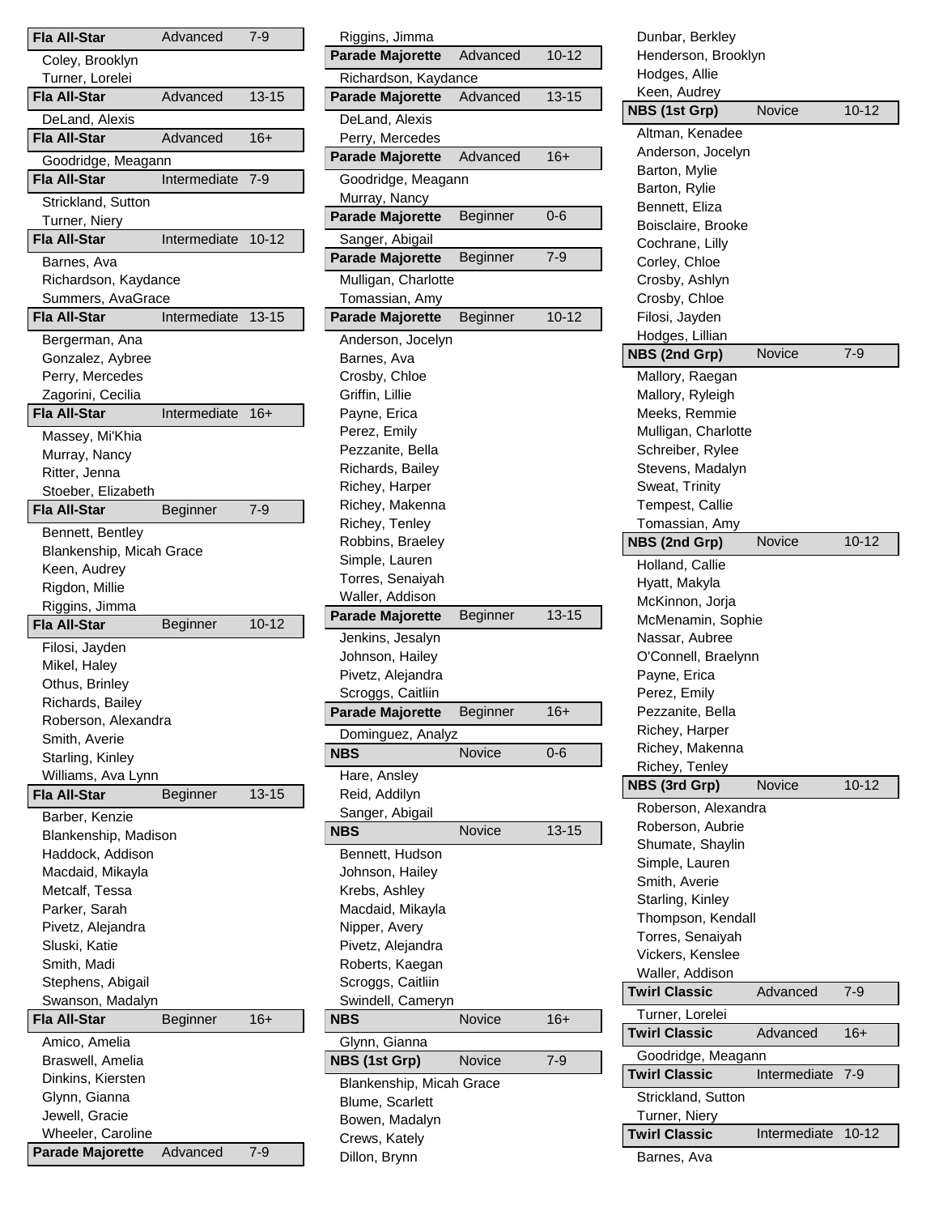**Fla All-Star** | Advanced | 7-9

- Coley, Brooklyn
- Turner, Lorelei

**Fla All-Star** | Advanced | 13-15

- DeLand, Alexis

**Fla All-Star** | Advanced | 16+

- Goodridge, Meagann

**Fla All-Star** | Intermediate | 7-9

- Strickland, Sutton
- Turner, Niery

**Fla All-Star** | Intermediate | 10-12

- Barnes, Ava
- Richardson, Kaydance
- Summers, AvaGrace

**Fla All-Star** | Intermediate | 13-15

- Bergerman, Ana
- Gonzalez, Aybree
- Perry, Mercedes
- Zagorini, Cecilia

**Fla All-Star** | Intermediate | 16+

- Massey, Mi'Khia
- Murray, Nancy
- Ritter, Jenna
- Stoeber, Elizabeth

**Fla All-Star** | Beginner | 7-9

- Bennett, Bentley
- Blankenship, Micah Grace
- Keen, Audrey
- Rigdon, Millie
- Riggins, Jimma

**Fla All-Star** | Beginner | 10-12

- Filosi, Jayden
- Mikel, Haley
- Othus, Brinley
- Richards, Bailey
- Roberson, Alexandra
- Smith, Averie
- Starling, Kinley
- Williams, Ava Lynn

**Fla All-Star** | Beginner | 13-15

- Barber, Kenzie
- Blankenship, Madison
- Haddock, Addison
- Macdaid, Mikayla
- Metcalf, Tessa
- Parker, Sarah
- Pivetz, Alejandra
- Sluski, Katie
- Smith, Madi
- Stephens, Abigail
- Swanson, Madalyn

**Fla All-Star** | Beginner | 16+

- Amico, Amelia
- Braswell, Amelia
- Dinkins, Kiersten
- Glynn, Gianna
- Jewell, Gracie
- Wheeler, Caroline

**Parade Majorette** | Advanced | 7-9

- Riggins, Jimma

**Parade Majorette** | Advanced | 10-12

- Richardson, Kaydance

**Parade Majorette** | Advanced | 13-15

- DeLand, Alexis
- Perry, Mercedes

**Parade Majorette** | Advanced | 16+

- Goodridge, Meagann
- Murray, Nancy

**Parade Majorette** | Beginner | 0-6

- Sanger, Abigail

**Parade Majorette** | Beginner | 7-9

- Mulligan, Charlotte
- Tomassian, Amy

**Parade Majorette** | Beginner | 10-12

- Anderson, Jocelyn
- Barnes, Ava
- Crosby, Chloe
- Griffin, Lillie
- Payne, Erica
- Perez, Emily
- Pezzanite, Bella
- Richards, Bailey
- Richey, Harper
- Richey, Makenna
- Richey, Tenley
- Robbins, Braeley
- Simple, Lauren
- Torres, Senaiyah
- Waller, Addison

**Parade Majorette** | Beginner | 13-15

- Jenkins, Jesalyn
- Johnson, Hailey
- Pivetz, Alejandra
- Scroggs, Caitliin

**Parade Majorette** | Beginner | 16+

- Dominguez, Analyz

**NBS** | Novice | 0-6

- Hare, Ansley
- Reid, Addilyn
- Sanger, Abigail

**NBS** | Novice | 13-15

- Bennett, Hudson
- Johnson, Hailey
- Krebs, Ashley
- Macdaid, Mikayla
- Nipper, Avery
- Pivetz, Alejandra
- Roberts, Kaegan
- Scroggs, Caitliin
- Swindell, Cameryn

**NBS** | Novice | 16+

- Glynn, Gianna

**NBS (1st Grp)** | Novice | 7-9

- Blankenship, Micah Grace
- Blume, Scarlett
- Bowen, Madalyn
- Crews, Kately
- Dillon, Brynn
- Dunbar, Berkley
- Henderson, Brooklyn
- Hodges, Allie
- Keen, Audrey

**NBS (1st Grp)** | Novice | 10-12

- Altman, Kenadee
- Anderson, Jocelyn
- Barton, Mylie
- Barton, Rylie
- Bennett, Eliza
- Boisclaire, Brooke
- Cochrane, Lilly
- Corley, Chloe
- Crosby, Ashlyn
- Crosby, Chloe
- Filosi, Jayden
- Hodges, Lillian

**NBS (2nd Grp)** | Novice | 7-9

- Mallory, Raegan
- Mallory, Ryleigh
- Meeks, Remmie
- Mulligan, Charlotte
- Schreiber, Rylee
- Stevens, Madalyn
- Sweat, Trinity
- Tempest, Callie
- Tomassian, Amy

**NBS (2nd Grp)** | Novice | 10-12

- Holland, Callie
- Hyatt, Makyla
- McKinnon, Jorja
- McMenamin, Sophie
- Nassar, Aubree
- O'Connell, Braelynn
- Payne, Erica
- Perez, Emily
- Pezzanite, Bella
- Richey, Harper
- Richey, Makenna
- Richey, Tenley

**NBS (3rd Grp)** | Novice | 10-12

- Roberson, Alexandra
- Roberson, Aubrie
- Shumate, Shaylin
- Simple, Lauren
- Smith, Averie
- Starling, Kinley
- Thompson, Kendall
- Torres, Senaiyah
- Vickers, Kenslee
- Waller, Addison

**Twirl Classic** | Advanced | 7-9

- Turner, Lorelei

**Twirl Classic** | Advanced | 16+

- Goodridge, Meagann

**Twirl Classic** | Intermediate | 7-9

- Strickland, Sutton
- Turner, Niery

**Twirl Classic** | Intermediate | 10-12

- Barnes, Ava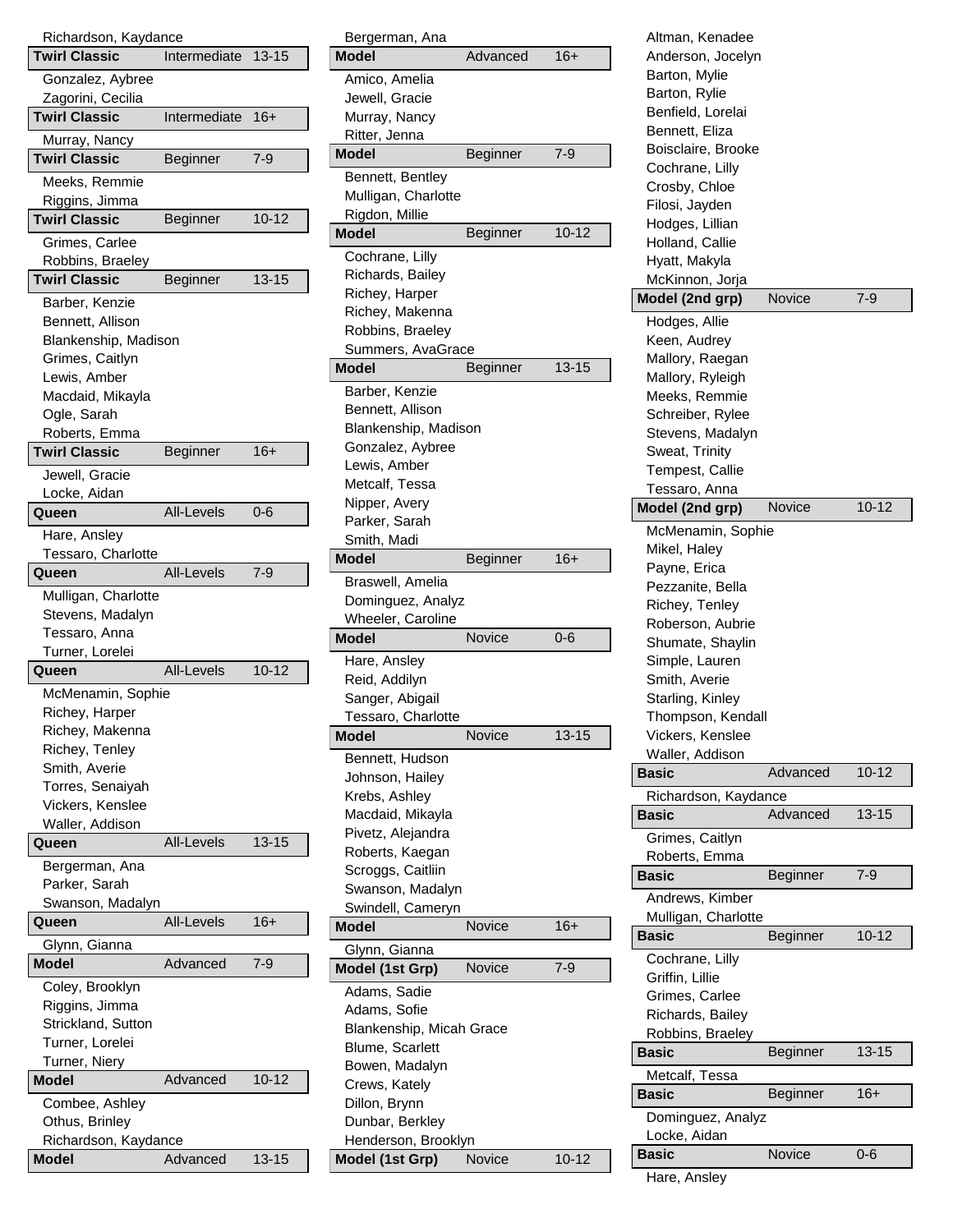Richardson, Kaydance

**Twirl Classic** | Intermediate | 13-15

Gonzalez, Aybree
Zagorini, Cecilia

**Twirl Classic** | Intermediate | 16+

Murray, Nancy

**Twirl Classic** | Beginner | 7-9

Meeks, Remmie
Riggins, Jimma

**Twirl Classic** | Beginner | 10-12

Grimes, Carlee
Robbins, Braeley

**Twirl Classic** | Beginner | 13-15

Barber, Kenzie
Bennett, Allison
Blankenship, Madison
Grimes, Caitlyn
Lewis, Amber
Macdaid, Mikayla
Ogle, Sarah
Roberts, Emma

**Twirl Classic** | Beginner | 16+

Jewell, Gracie
Locke, Aidan

**Queen** | All-Levels | 0-6

Hare, Ansley
Tessaro, Charlotte

**Queen** | All-Levels | 7-9

Mulligan, Charlotte
Stevens, Madalyn
Tessaro, Anna
Turner, Lorelei

**Queen** | All-Levels | 10-12

McMenamin, Sophie
Richey, Harper
Richey, Makenna
Richey, Tenley
Smith, Averie
Torres, Senaiyah
Vickers, Kenslee
Waller, Addison

**Queen** | All-Levels | 13-15

Bergerman, Ana
Parker, Sarah
Swanson, Madalyn

**Queen** | All-Levels | 16+

Glynn, Gianna

**Model** | Advanced | 7-9

Coley, Brooklyn
Riggins, Jimma
Strickland, Sutton
Turner, Lorelei
Turner, Niery

**Model** | Advanced | 10-12

Combee, Ashley
Othus, Brinley
Richardson, Kaydance

**Model** | Advanced | 13-15

Bergerman, Ana

**Model** | Advanced | 16+

Amico, Amelia
Jewell, Gracie
Murray, Nancy
Ritter, Jenna

**Model** | Beginner | 7-9

Bennett, Bentley
Mulligan, Charlotte
Rigdon, Millie

**Model** | Beginner | 10-12

Cochrane, Lilly
Richards, Bailey
Richey, Harper
Richey, Makenna
Robbins, Braeley
Summers, AvaGrace

**Model** | Beginner | 13-15

Barber, Kenzie
Bennett, Allison
Blankenship, Madison
Gonzalez, Aybree
Lewis, Amber
Metcalf, Tessa
Nipper, Avery
Parker, Sarah
Smith, Madi

**Model** | Beginner | 16+

Braswell, Amelia
Dominguez, Analyz
Wheeler, Caroline

**Model** | Novice | 0-6

Hare, Ansley
Reid, Addilyn
Sanger, Abigail
Tessaro, Charlotte

**Model** | Novice | 13-15

Bennett, Hudson
Johnson, Hailey
Krebs, Ashley
Macdaid, Mikayla
Pivetz, Alejandra
Roberts, Kaegan
Scroggs, Caitliin
Swanson, Madalyn
Swindell, Cameryn

**Model** | Novice | 16+

Glynn, Gianna

**Model (1st Grp)** | Novice | 7-9

Adams, Sadie
Adams, Sofie
Blankenship, Micah Grace
Blume, Scarlett
Bowen, Madalyn
Crews, Kately
Dillon, Brynn
Dunbar, Berkley
Henderson, Brooklyn

**Model (1st Grp)** | Novice | 10-12

Altman, Kenadee
Anderson, Jocelyn
Barton, Mylie
Barton, Rylie
Benfield, Lorelai
Bennett, Eliza
Boisclaire, Brooke
Cochrane, Lilly
Crosby, Chloe
Filosi, Jayden
Hodges, Lillian
Holland, Callie
Hyatt, Makyla
McKinnon, Jorja

**Model (2nd grp)** | Novice | 7-9

Hodges, Allie
Keen, Audrey
Mallory, Raegan
Mallory, Ryleigh
Meeks, Remmie
Schreiber, Rylee
Stevens, Madalyn
Sweat, Trinity
Tempest, Callie
Tessaro, Anna

**Model (2nd grp)** | Novice | 10-12

McMenamin, Sophie
Mikel, Haley
Payne, Erica
Pezzanite, Bella
Richey, Tenley
Roberson, Aubrie
Shumate, Shaylin
Simple, Lauren
Smith, Averie
Starling, Kinley
Thompson, Kendall
Vickers, Kenslee
Waller, Addison

**Basic** | Advanced | 10-12

Richardson, Kaydance

**Basic** | Advanced | 13-15

Grimes, Caitlyn
Roberts, Emma

**Basic** | Beginner | 7-9

Andrews, Kimber
Mulligan, Charlotte

**Basic** | Beginner | 10-12

Cochrane, Lilly
Griffin, Lillie
Grimes, Carlee
Richards, Bailey
Robbins, Braeley

**Basic** | Beginner | 13-15

Metcalf, Tessa

**Basic** | Beginner | 16+

Dominguez, Analyz
Locke, Aidan

**Basic** | Novice | 0-6

Hare, Ansley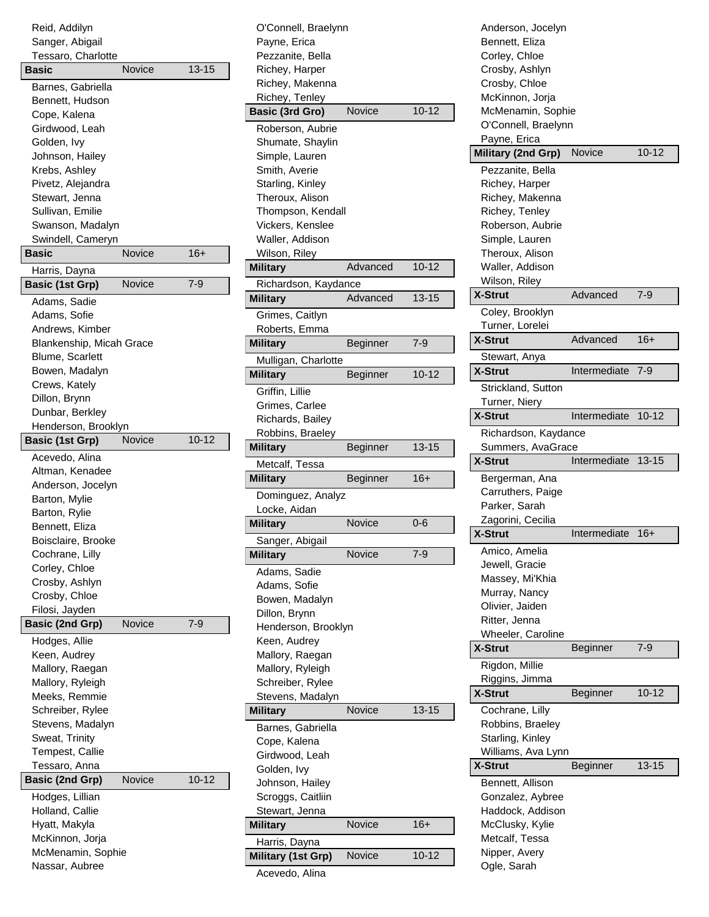Reid, Addilyn
Sanger, Abigail
Tessaro, Charlotte

| Basic | Novice | 13-15 |
|---|---|---|

Barnes, Gabriella
Bennett, Hudson
Cope, Kalena
Girdwood, Leah
Golden, Ivy
Johnson, Hailey
Krebs, Ashley
Pivetz, Alejandra
Stewart, Jenna
Sullivan, Emilie
Swanson, Madalyn
Swindell, Cameryn

| Basic | Novice | 16+ |
|---|---|---|

Harris, Dayna

| Basic (1st Grp) | Novice | 7-9 |
|---|---|---|

Adams, Sadie
Adams, Sofie
Andrews, Kimber
Blankenship, Micah Grace
Blume, Scarlett
Bowen, Madalyn
Crews, Kately
Dillon, Brynn
Dunbar, Berkley
Henderson, Brooklyn

| Basic (1st Grp) | Novice | 10-12 |
|---|---|---|

Acevedo, Alina
Altman, Kenadee
Anderson, Jocelyn
Barton, Mylie
Barton, Rylie
Bennett, Eliza
Boisclaire, Brooke
Cochrane, Lilly
Corley, Chloe
Crosby, Ashlyn
Crosby, Chloe
Filosi, Jayden

| Basic (2nd Grp) | Novice | 7-9 |
|---|---|---|

Hodges, Allie
Keen, Audrey
Mallory, Raegan
Mallory, Ryleigh
Meeks, Remmie
Schreiber, Rylee
Stevens, Madalyn
Sweat, Trinity
Tempest, Callie
Tessaro, Anna

| Basic (2nd Grp) | Novice | 10-12 |
|---|---|---|

Hodges, Lillian
Holland, Callie
Hyatt, Makyla
McKinnon, Jorja
McMenamin, Sophie
Nassar, Aubree
O'Connell, Braelynn
Payne, Erica
Pezzanite, Bella
Richey, Harper
Richey, Makenna
Richey, Tenley

| Basic (3rd Gro) | Novice | 10-12 |
|---|---|---|

Roberson, Aubrie
Shumate, Shaylin
Simple, Lauren
Smith, Averie
Starling, Kinley
Theroux, Alison
Thompson, Kendall
Vickers, Kenslee
Waller, Addison
Wilson, Riley

| Military | Advanced | 10-12 |
|---|---|---|

Richardson, Kaydance

| Military | Advanced | 13-15 |
|---|---|---|

Grimes, Caitlyn
Roberts, Emma

| Military | Beginner | 7-9 |
|---|---|---|

Mulligan, Charlotte

| Military | Beginner | 10-12 |
|---|---|---|

Griffin, Lillie
Grimes, Carlee
Richards, Bailey
Robbins, Braeley

| Military | Beginner | 13-15 |
|---|---|---|

Metcalf, Tessa

| Military | Beginner | 16+ |
|---|---|---|

Dominguez, Analyz
Locke, Aidan

| Military | Novice | 0-6 |
|---|---|---|

Sanger, Abigail

| Military | Novice | 7-9 |
|---|---|---|

Adams, Sadie
Adams, Sofie
Bowen, Madalyn
Dillon, Brynn
Henderson, Brooklyn
Keen, Audrey
Mallory, Raegan
Mallory, Ryleigh
Schreiber, Rylee
Stevens, Madalyn

| Military | Novice | 13-15 |
|---|---|---|

Barnes, Gabriella
Cope, Kalena
Girdwood, Leah
Golden, Ivy
Johnson, Hailey
Scroggs, Caitliin
Stewart, Jenna

| Military | Novice | 16+ |
|---|---|---|

Harris, Dayna

| Military (1st Grp) | Novice | 10-12 |
|---|---|---|

Acevedo, Alina
Anderson, Jocelyn
Bennett, Eliza
Corley, Chloe
Crosby, Ashlyn
Crosby, Chloe
McKinnon, Jorja
McMenamin, Sophie
O'Connell, Braelynn
Payne, Erica

| Military (2nd Grp) | Novice | 10-12 |
|---|---|---|

Pezzanite, Bella
Richey, Harper
Richey, Makenna
Richey, Tenley
Roberson, Aubrie
Simple, Lauren
Theroux, Alison
Waller, Addison
Wilson, Riley

| X-Strut | Advanced | 7-9 |
|---|---|---|

Coley, Brooklyn
Turner, Lorelei

| X-Strut | Advanced | 16+ |
|---|---|---|

Stewart, Anya

| X-Strut | Intermediate | 7-9 |
|---|---|---|

Strickland, Sutton
Turner, Niery

| X-Strut | Intermediate | 10-12 |
|---|---|---|

Richardson, Kaydance
Summers, AvaGrace

| X-Strut | Intermediate | 13-15 |
|---|---|---|

Bergerman, Ana
Carruthers, Paige
Parker, Sarah
Zagorini, Cecilia

| X-Strut | Intermediate | 16+ |
|---|---|---|

Amico, Amelia
Jewell, Gracie
Massey, Mi'Khia
Murray, Nancy
Olivier, Jaiden
Ritter, Jenna
Wheeler, Caroline

| X-Strut | Beginner | 7-9 |
|---|---|---|

Rigdon, Millie
Riggins, Jimma

| X-Strut | Beginner | 10-12 |
|---|---|---|

Cochrane, Lilly
Robbins, Braeley
Starling, Kinley
Williams, Ava Lynn

| X-Strut | Beginner | 13-15 |
|---|---|---|

Bennett, Allison
Gonzalez, Aybree
Haddock, Addison
McClusky, Kylie
Metcalf, Tessa
Nipper, Avery
Ogle, Sarah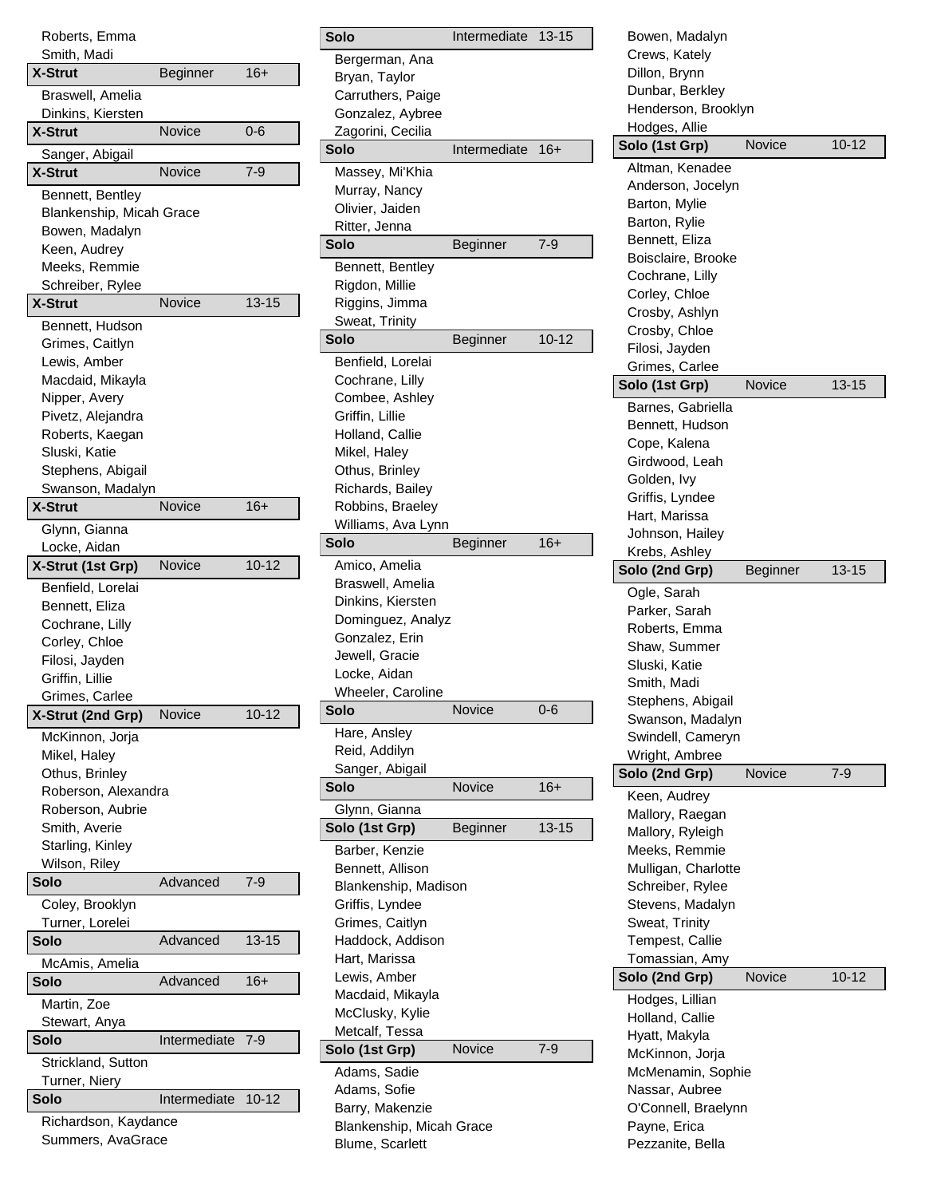Roberts, Emma
Smith, Madi

| X-Strut | Beginner | 16+ |
|---|---|---|

Braswell, Amelia
Dinkins, Kiersten

| X-Strut | Novice | 0-6 |
|---|---|---|

Sanger, Abigail

| X-Strut | Novice | 7-9 |
|---|---|---|

Bennett, Bentley
Blankenship, Micah Grace
Bowen, Madalyn
Keen, Audrey
Meeks, Remmie
Schreiber, Rylee

| X-Strut | Novice | 13-15 |
|---|---|---|

Bennett, Hudson
Grimes, Caitlyn
Lewis, Amber
Macdaid, Mikayla
Nipper, Avery
Pivetz, Alejandra
Roberts, Kaegan
Sluski, Katie
Stephens, Abigail
Swanson, Madalyn

| X-Strut | Novice | 16+ |
|---|---|---|

Glynn, Gianna
Locke, Aidan

| X-Strut (1st Grp) | Novice | 10-12 |
|---|---|---|

Benfield, Lorelai
Bennett, Eliza
Cochrane, Lilly
Corley, Chloe
Filosi, Jayden
Griffin, Lillie
Grimes, Carlee

| X-Strut (2nd Grp) | Novice | 10-12 |
|---|---|---|

McKinnon, Jorja
Mikel, Haley
Othus, Brinley
Roberson, Alexandra
Roberson, Aubrie
Smith, Averie
Starling, Kinley
Wilson, Riley

| Solo | Advanced | 7-9 |
|---|---|---|

Coley, Brooklyn
Turner, Lorelei

| Solo | Advanced | 13-15 |
|---|---|---|

McAmis, Amelia

| Solo | Advanced | 16+ |
|---|---|---|

Martin, Zoe
Stewart, Anya

| Solo | Intermediate | 7-9 |
|---|---|---|

Strickland, Sutton
Turner, Niery

| Solo | Intermediate | 10-12 |
|---|---|---|

Richardson, Kaydance
Summers, AvaGrace

| Solo | Intermediate | 13-15 |
|---|---|---|

Bergerman, Ana
Bryan, Taylor
Carruthers, Paige
Gonzalez, Aybree
Zagorini, Cecilia

| Solo | Intermediate | 16+ |
|---|---|---|

Massey, Mi'Khia
Murray, Nancy
Olivier, Jaiden
Ritter, Jenna

| Solo | Beginner | 7-9 |
|---|---|---|

Bennett, Bentley
Rigdon, Millie
Riggins, Jimma
Sweat, Trinity

| Solo | Beginner | 10-12 |
|---|---|---|

Benfield, Lorelai
Cochrane, Lilly
Combee, Ashley
Griffin, Lillie
Holland, Callie
Mikel, Haley
Othus, Brinley
Richards, Bailey
Robbins, Braeley
Williams, Ava Lynn

| Solo | Beginner | 16+ |
|---|---|---|

Amico, Amelia
Braswell, Amelia
Dinkins, Kiersten
Dominguez, Analyz
Gonzalez, Erin
Jewell, Gracie
Locke, Aidan
Wheeler, Caroline

| Solo | Novice | 0-6 |
|---|---|---|

Hare, Ansley
Reid, Addilyn
Sanger, Abigail

| Solo | Novice | 16+ |
|---|---|---|

Glynn, Gianna

| Solo (1st Grp) | Beginner | 13-15 |
|---|---|---|

Barber, Kenzie
Bennett, Allison
Blankenship, Madison
Griffis, Lyndee
Grimes, Caitlyn
Haddock, Addison
Hart, Marissa
Lewis, Amber
Macdaid, Mikayla
McClusky, Kylie
Metcalf, Tessa

| Solo (1st Grp) | Novice | 7-9 |
|---|---|---|

Adams, Sadie
Adams, Sofie
Barry, Makenzie
Blankenship, Micah Grace
Blume, Scarlett
Bowen, Madalyn
Crews, Kately
Dillon, Brynn
Dunbar, Berkley
Henderson, Brooklyn
Hodges, Allie

| Solo (1st Grp) | Novice | 10-12 |
|---|---|---|

Altman, Kenadee
Anderson, Jocelyn
Barton, Mylie
Barton, Rylie
Bennett, Eliza
Boisclaire, Brooke
Cochrane, Lilly
Corley, Chloe
Crosby, Ashlyn
Crosby, Chloe
Filosi, Jayden
Grimes, Carlee

| Solo (1st Grp) | Novice | 13-15 |
|---|---|---|

Barnes, Gabriella
Bennett, Hudson
Cope, Kalena
Girdwood, Leah
Golden, Ivy
Griffis, Lyndee
Hart, Marissa
Johnson, Hailey
Krebs, Ashley

| Solo (2nd Grp) | Beginner | 13-15 |
|---|---|---|

Ogle, Sarah
Parker, Sarah
Roberts, Emma
Shaw, Summer
Sluski, Katie
Smith, Madi
Stephens, Abigail
Swanson, Madalyn
Swindell, Cameryn
Wright, Ambree

| Solo (2nd Grp) | Novice | 7-9 |
|---|---|---|

Keen, Audrey
Mallory, Raegan
Mallory, Ryleigh
Meeks, Remmie
Mulligan, Charlotte
Schreiber, Rylee
Stevens, Madalyn
Sweat, Trinity
Tempest, Callie
Tomassian, Amy

| Solo (2nd Grp) | Novice | 10-12 |
|---|---|---|

Hodges, Lillian
Holland, Callie
Hyatt, Makyla
McKinnon, Jorja
McMenamin, Sophie
Nassar, Aubree
O'Connell, Braelynn
Payne, Erica
Pezzanite, Bella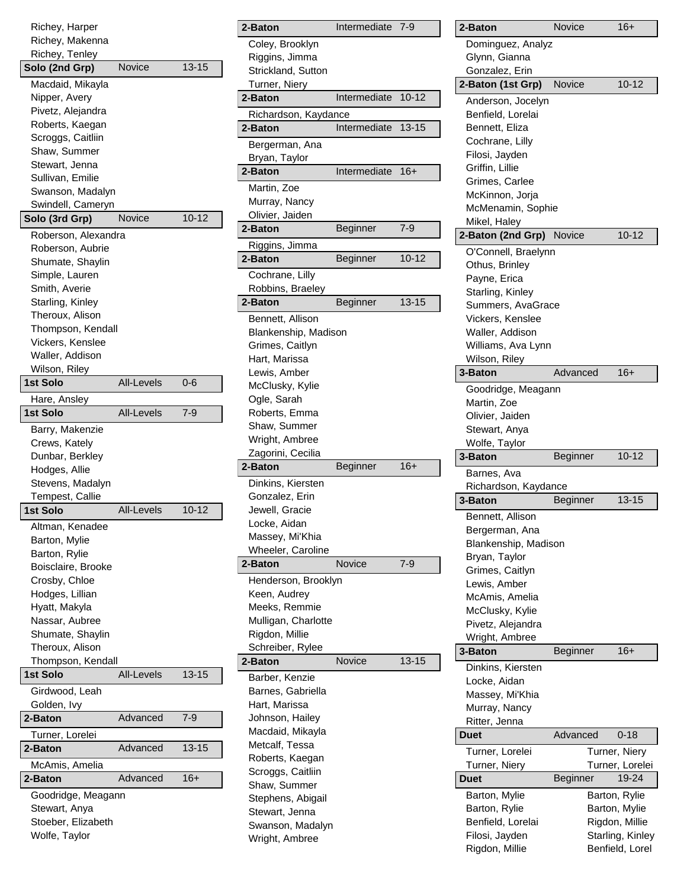Richey, Harper
Richey, Makenna
Richey, Tenley

**Solo (2nd Grp)** | Novice | 13-15

Macdaid, Mikayla
Nipper, Avery
Pivetz, Alejandra
Roberts, Kaegan
Scroggs, Caitliin
Shaw, Summer
Stewart, Jenna
Sullivan, Emilie
Swanson, Madalyn
Swindell, Cameryn

**Solo (3rd Grp)** | Novice | 10-12

Roberson, Alexandra
Roberson, Aubrie
Shumate, Shaylin
Simple, Lauren
Smith, Averie
Starling, Kinley
Theroux, Alison
Thompson, Kendall
Vickers, Kenslee
Waller, Addison
Wilson, Riley

**1st Solo** | All-Levels | 0-6

Hare, Ansley

**1st Solo** | All-Levels | 7-9

Barry, Makenzie
Crews, Kately
Dunbar, Berkley
Hodges, Allie
Stevens, Madalyn
Tempest, Callie

**1st Solo** | All-Levels | 10-12

Altman, Kenadee
Barton, Mylie
Barton, Rylie
Boisclaire, Brooke
Crosby, Chloe
Hodges, Lillian
Hyatt, Makyla
Nassar, Aubree
Shumate, Shaylin
Theroux, Alison
Thompson, Kendall

**1st Solo** | All-Levels | 13-15

Girdwood, Leah
Golden, Ivy

**2-Baton** | Advanced | 7-9

Turner, Lorelei

**2-Baton** | Advanced | 13-15

McAmis, Amelia

**2-Baton** | Advanced | 16+

Goodridge, Meagann
Stewart, Anya
Stoeber, Elizabeth
Wolfe, Taylor

**2-Baton** | Intermediate | 7-9

Coley, Brooklyn
Riggins, Jimma
Strickland, Sutton
Turner, Niery

**2-Baton** | Intermediate | 10-12

Richardson, Kaydance

**2-Baton** | Intermediate | 13-15

Bergerman, Ana
Bryan, Taylor

**2-Baton** | Intermediate | 16+

Martin, Zoe
Murray, Nancy
Olivier, Jaiden

**2-Baton** | Beginner | 7-9

Riggins, Jimma

**2-Baton** | Beginner | 10-12

Cochrane, Lilly
Robbins, Braeley

**2-Baton** | Beginner | 13-15

Bennett, Allison
Blankenship, Madison
Grimes, Caitlyn
Hart, Marissa
Lewis, Amber
McClusky, Kylie
Ogle, Sarah
Roberts, Emma
Shaw, Summer
Wright, Ambree
Zagorini, Cecilia

**2-Baton** | Beginner | 16+

Dinkins, Kiersten
Gonzalez, Erin
Jewell, Gracie
Locke, Aidan
Massey, Mi'Khia
Wheeler, Caroline

**2-Baton** | Novice | 7-9

Henderson, Brooklyn
Keen, Audrey
Meeks, Remmie
Mulligan, Charlotte
Rigdon, Millie
Schreiber, Rylee

**2-Baton** | Novice | 13-15

Barber, Kenzie
Barnes, Gabriella
Hart, Marissa
Johnson, Hailey
Macdaid, Mikayla
Metcalf, Tessa
Roberts, Kaegan
Scroggs, Caitliin
Shaw, Summer
Stephens, Abigail
Stewart, Jenna
Swanson, Madalyn
Wright, Ambree

**2-Baton** | Novice | 16+

Dominguez, Analyz
Glynn, Gianna
Gonzalez, Erin

**2-Baton (1st Grp)** | Novice | 10-12

Anderson, Jocelyn
Benfield, Lorelai
Bennett, Eliza
Cochrane, Lilly
Filosi, Jayden
Griffin, Lillie
Grimes, Carlee
McKinnon, Jorja
McMenamin, Sophie
Mikel, Haley

**2-Baton (2nd Grp)** | Novice | 10-12

O'Connell, Braelynn
Othus, Brinley
Payne, Erica
Starling, Kinley
Summers, AvaGrace
Vickers, Kenslee
Waller, Addison
Williams, Ava Lynn
Wilson, Riley

**3-Baton** | Advanced | 16+

Goodridge, Meagann
Martin, Zoe
Olivier, Jaiden
Stewart, Anya
Wolfe, Taylor

**3-Baton** | Beginner | 10-12

Barnes, Ava
Richardson, Kaydance

**3-Baton** | Beginner | 13-15

Bennett, Allison
Bergerman, Ana
Blankenship, Madison
Bryan, Taylor
Grimes, Caitlyn
Lewis, Amber
McAmis, Amelia
McClusky, Kylie
Pivetz, Alejandra
Wright, Ambree

**3-Baton** | Beginner | 16+

Dinkins, Kiersten
Locke, Aidan
Massey, Mi'Khia
Murray, Nancy
Ritter, Jenna

**Duet** | Advanced | 0-18

| | |
|---|---|
| Turner, Lorelei | Turner, Niery |
| Turner, Niery | Turner, Lorelei |

**Duet** | Beginner | 19-24

| | |
|---|---|
| Barton, Mylie | Barton, Rylie |
| Barton, Rylie | Barton, Mylie |
| Benfield, Lorelai | Rigdon, Millie |
| Filosi, Jayden | Starling, Kinley |
| Rigdon, Millie | Benfield, Lorel |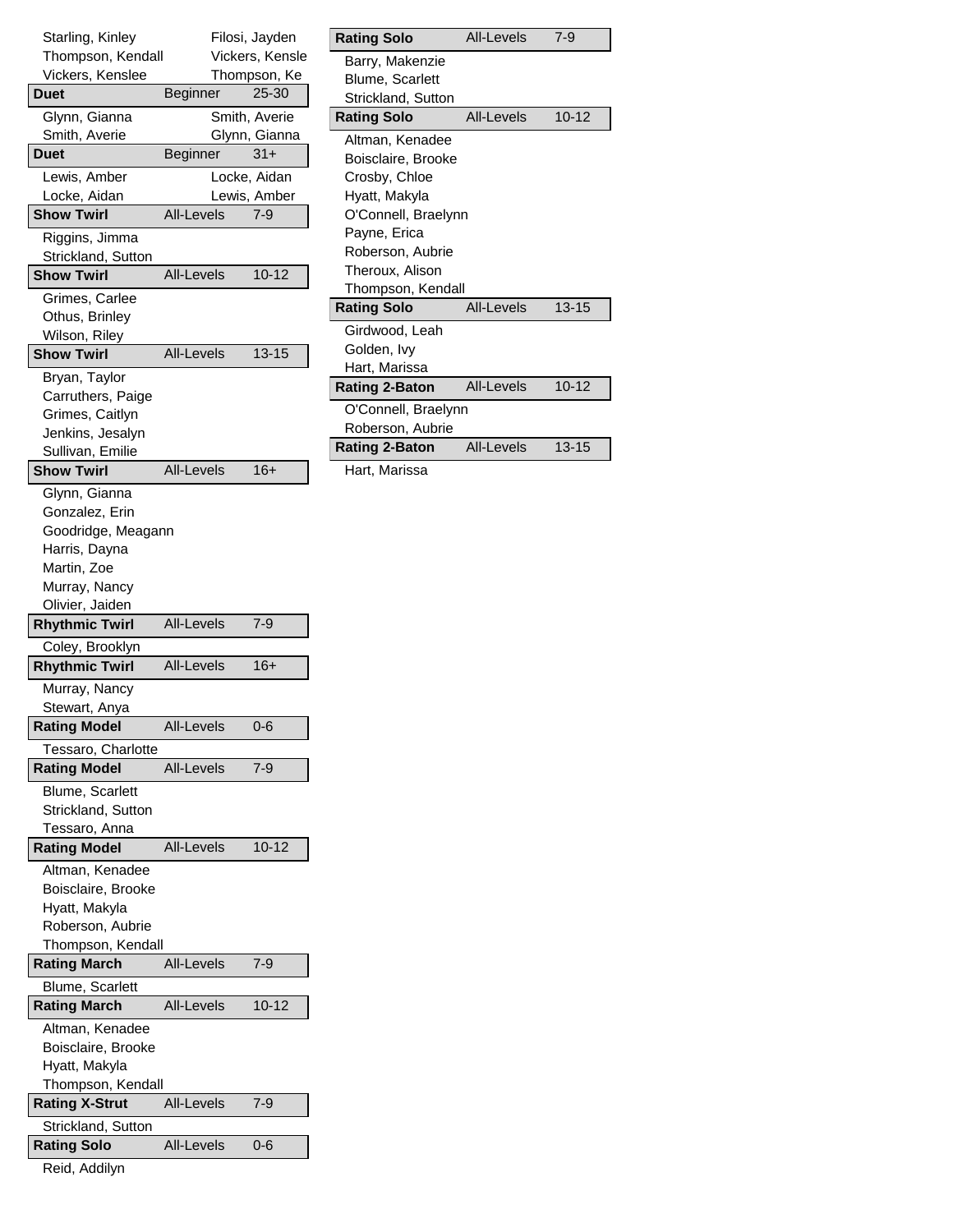| | |
|---|---|
| Starling, Kinley | Filosi, Jayden |
| Thompson, Kendall | Vickers, Kensle |
| Vickers, Kenslee | Thompson, Ke |

| **Duet** | Beginner | 25-30 |
|---|---|---|
| Glynn, Gianna | Smith, Averie | |
| Smith, Averie | Glynn, Gianna | |

| **Duet** | Beginner | 31+ |
|---|---|---|
| Lewis, Amber | Locke, Aidan | |
| Locke, Aidan | Lewis, Amber | |

| **Show Twirl** | All-Levels | 7-9 |
|---|---|---|

Riggins, Jimma
Strickland, Sutton

| **Show Twirl** | All-Levels | 10-12 |
|---|---|---|

Grimes, Carlee
Othus, Brinley
Wilson, Riley

| **Show Twirl** | All-Levels | 13-15 |
|---|---|---|

Bryan, Taylor
Carruthers, Paige
Grimes, Caitlyn
Jenkins, Jesalyn
Sullivan, Emilie

| **Show Twirl** | All-Levels | 16+ |
|---|---|---|

Glynn, Gianna
Gonzalez, Erin
Goodridge, Meagann
Harris, Dayna
Martin, Zoe
Murray, Nancy
Olivier, Jaiden

| **Rhythmic Twirl** | All-Levels | 7-9 |
|---|---|---|

Coley, Brooklyn

| **Rhythmic Twirl** | All-Levels | 16+ |
|---|---|---|

Murray, Nancy
Stewart, Anya

| **Rating Model** | All-Levels | 0-6 |
|---|---|---|

Tessaro, Charlotte

| **Rating Model** | All-Levels | 7-9 |
|---|---|---|

Blume, Scarlett
Strickland, Sutton
Tessaro, Anna

| **Rating Model** | All-Levels | 10-12 |
|---|---|---|

Altman, Kenadee
Boisclaire, Brooke
Hyatt, Makyla
Roberson, Aubrie
Thompson, Kendall

| **Rating March** | All-Levels | 7-9 |
|---|---|---|

Blume, Scarlett

| **Rating March** | All-Levels | 10-12 |
|---|---|---|

Altman, Kenadee
Boisclaire, Brooke
Hyatt, Makyla
Thompson, Kendall

| **Rating X-Strut** | All-Levels | 7-9 |
|---|---|---|

Strickland, Sutton

| **Rating Solo** | All-Levels | 0-6 |
|---|---|---|

Reid, Addilyn

| **Rating Solo** | All-Levels | 7-9 |
|---|---|---|

Barry, Makenzie
Blume, Scarlett
Strickland, Sutton

| **Rating Solo** | All-Levels | 10-12 |
|---|---|---|

Altman, Kenadee
Boisclaire, Brooke
Crosby, Chloe
Hyatt, Makyla
O'Connell, Braelynn
Payne, Erica
Roberson, Aubrie
Theroux, Alison
Thompson, Kendall

| **Rating Solo** | All-Levels | 13-15 |
|---|---|---|

Girdwood, Leah
Golden, Ivy
Hart, Marissa

| **Rating 2-Baton** | All-Levels | 10-12 |
|---|---|---|

O'Connell, Braelynn
Roberson, Aubrie

| **Rating 2-Baton** | All-Levels | 13-15 |
|---|---|---|

Hart, Marissa